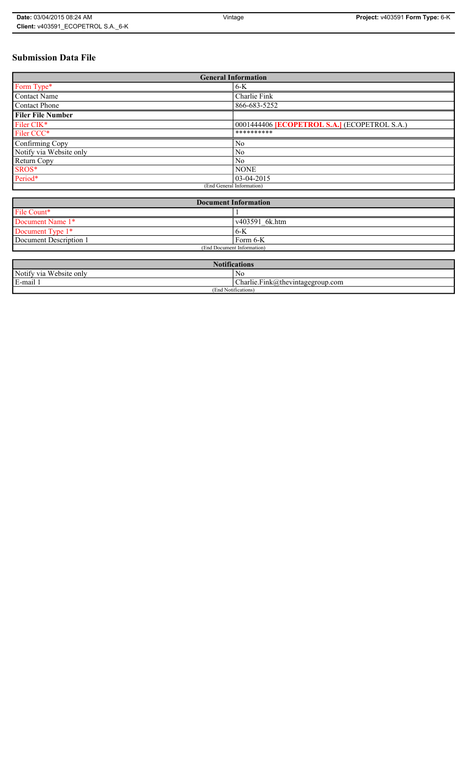# Submission Data File

| General Information | |
|---|---|
| Form Type* | 6-K |
| Contact Name | Charlie Fink |
| Contact Phone | 866-683-5252 |
| **Filer File Number** | |
| Filer CIK* | 0001444406 **[ECOPETROL S.A.]** (ECOPETROL S.A.) |
| Filer CCC* | ********** |
| Confirming Copy | No |
| Notify via Website only | No |
| Return Copy | No |
| SROS* | NONE |
| Period* | 03-04-2015 |
| (End General Information) | |

| Document Information | |
|---|---|
| File Count* | 1 |
| Document Name 1* | v403591_6k.htm |
| Document Type 1* | 6-K |
| Document Description 1 | Form 6-K |
| (End Document Information) | |

| Notifications | |
|---|---|
| Notify via Website only | No |
| E-mail 1 | Charlie.Fink@thevintagegroup.com |
| (End Notifications) | |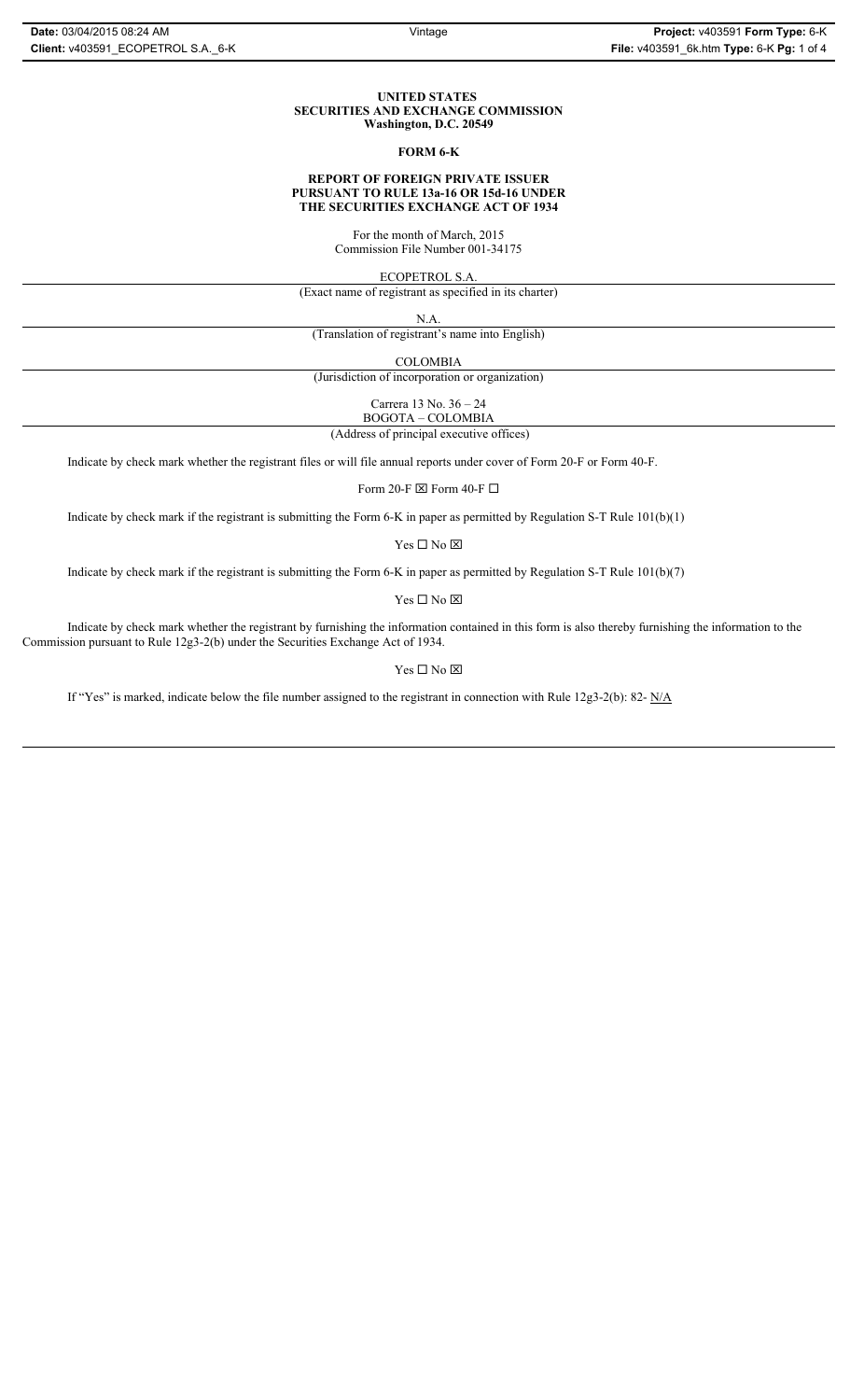**UNITED STATES**
**SECURITIES AND EXCHANGE COMMISSION**
**Washington, D.C. 20549**

**FORM 6-K**

**REPORT OF FOREIGN PRIVATE ISSUER**
**PURSUANT TO RULE 13a-16 OR 15d-16 UNDER**
**THE SECURITIES EXCHANGE ACT OF 1934**

For the month of March, 2015
Commission File Number 001-34175

ECOPETROL S.A.

(Exact name of registrant as specified in its charter)

N.A.

(Translation of registrant's name into English)

COLOMBIA

(Jurisdiction of incorporation or organization)

Carrera 13 No. 36 – 24
BOGOTA – COLOMBIA

(Address of principal executive offices)

Indicate by check mark whether the registrant files or will file annual reports under cover of Form 20-F or Form 40-F.

Form 20-F ☒ Form 40-F ☐

Indicate by check mark if the registrant is submitting the Form 6-K in paper as permitted by Regulation S-T Rule 101(b)(1)

Yes ☐ No ☒

Indicate by check mark if the registrant is submitting the Form 6-K in paper as permitted by Regulation S-T Rule 101(b)(7)

Yes ☐ No ☒

Indicate by check mark whether the registrant by furnishing the information contained in this form is also thereby furnishing the information to the Commission pursuant to Rule 12g3-2(b) under the Securities Exchange Act of 1934.

Yes ☐ No ☒

If "Yes" is marked, indicate below the file number assigned to the registrant in connection with Rule 12g3-2(b): 82- N/A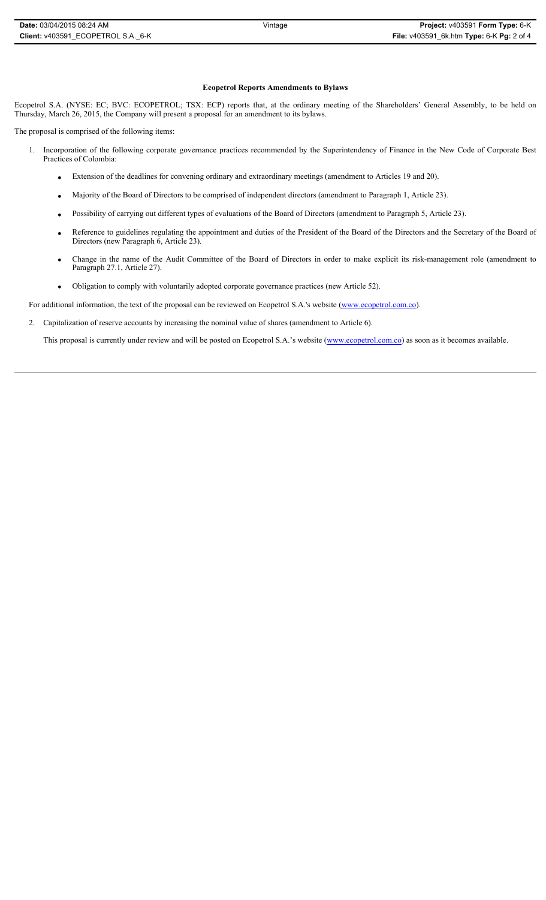**Ecopetrol Reports Amendments to Bylaws**

Ecopetrol S.A. (NYSE: EC; BVC: ECOPETROL; TSX: ECP) reports that, at the ordinary meeting of the Shareholders' General Assembly, to be held on Thursday, March 26, 2015, the Company will present a proposal for an amendment to its bylaws.

The proposal is comprised of the following items:

1. Incorporation of the following corporate governance practices recommended by the Superintendency of Finance in the New Code of Corporate Best Practices of Colombia:

   - Extension of the deadlines for convening ordinary and extraordinary meetings (amendment to Articles 19 and 20).
   - Majority of the Board of Directors to be comprised of independent directors (amendment to Paragraph 1, Article 23).
   - Possibility of carrying out different types of evaluations of the Board of Directors (amendment to Paragraph 5, Article 23).
   - Reference to guidelines regulating the appointment and duties of the President of the Board of the Directors and the Secretary of the Board of Directors (new Paragraph 6, Article 23).
   - Change in the name of the Audit Committee of the Board of Directors in order to make explicit its risk-management role (amendment to Paragraph 27.1, Article 27).
   - Obligation to comply with voluntarily adopted corporate governance practices (new Article 52).

   For additional information, the text of the proposal can be reviewed on Ecopetrol S.A.'s website (www.ecopetrol.com.co).

2. Capitalization of reserve accounts by increasing the nominal value of shares (amendment to Article 6).

   This proposal is currently under review and will be posted on Ecopetrol S.A.'s website (www.ecopetrol.com.co) as soon as it becomes available.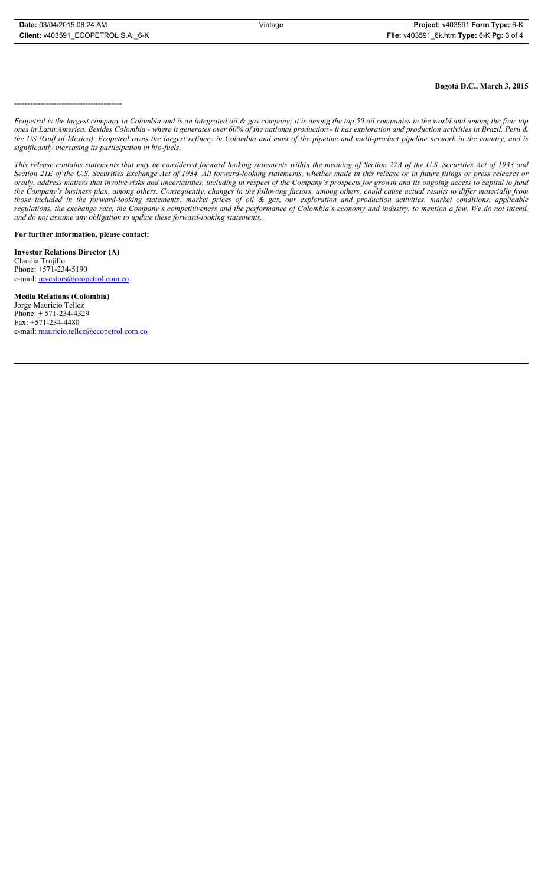**Bogotá D.C., March 3, 2015**

-----------------------------------------

*Ecopetrol is the largest company in Colombia and is an integrated oil & gas company; it is among the top 50 oil companies in the world and among the four top ones in Latin America. Besides Colombia - where it generates over 60% of the national production - it has exploration and production activities in Brazil, Peru & the US (Gulf of Mexico). Ecopetrol owns the largest refinery in Colombia and most of the pipeline and multi-product pipeline network in the country, and is significantly increasing its participation in bio-fuels.*

*This release contains statements that may be considered forward looking statements within the meaning of Section 27A of the U.S. Securities Act of 1933 and Section 21E of the U.S. Securities Exchange Act of 1934. All forward-looking statements, whether made in this release or in future filings or press releases or orally, address matters that involve risks and uncertainties, including in respect of the Company's prospects for growth and its ongoing access to capital to fund the Company's business plan, among others. Consequently, changes in the following factors, among others, could cause actual results to differ materially from those included in the forward-looking statements: market prices of oil & gas, our exploration and production activities, market conditions, applicable regulations, the exchange rate, the Company's competitiveness and the performance of Colombia's economy and industry, to mention a few. We do not intend, and do not assume any obligation to update these forward-looking statements.*

**For further information, please contact:**

**Investor Relations Director (A)**
Claudia Trujillo
Phone: +571-234-5190
e-mail: investors@ecopetrol.com.co

**Media Relations (Colombia)**
Jorge Mauricio Tellez
Phone: + 571-234-4329
Fax: +571-234-4480
e-mail: mauricio.tellez@ecopetrol.com.co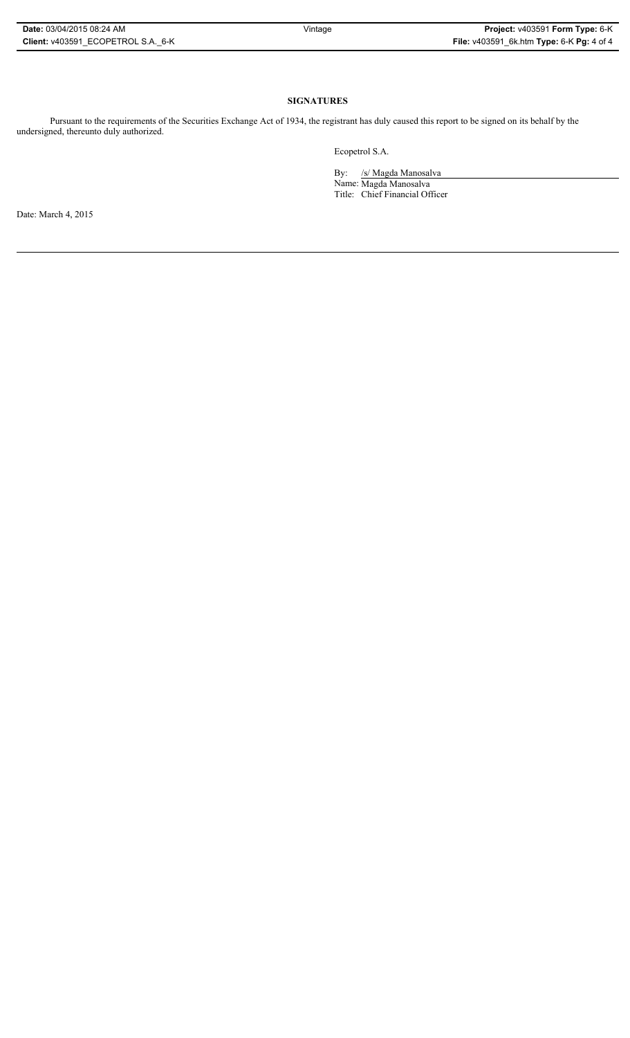## SIGNATURES

Pursuant to the requirements of the Securities Exchange Act of 1934, the registrant has duly caused this report to be signed on its behalf by the undersigned, thereunto duly authorized.

Ecopetrol S.A.

By: /s/ Magda Manosalva
Name: Magda Manosalva
Title: Chief Financial Officer

Date: March 4, 2015